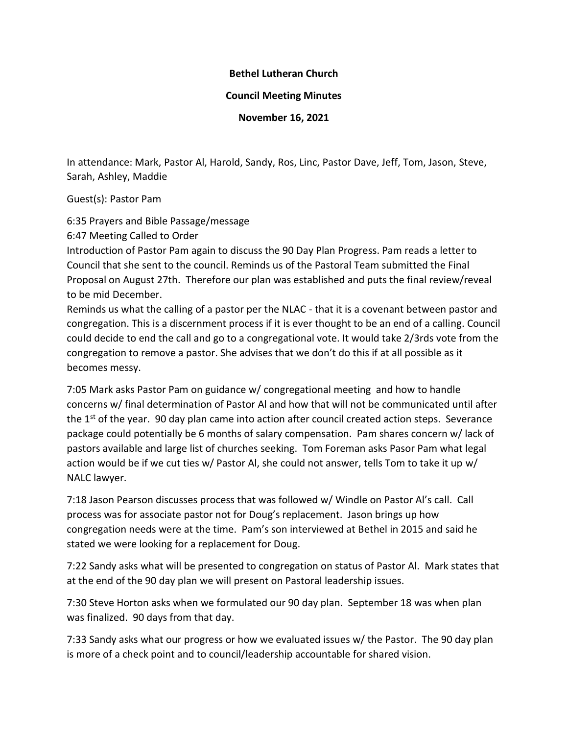**Bethel Lutheran Church**

**Council Meeting Minutes**

**November 16, 2021**

In attendance: Mark, Pastor Al, Harold, Sandy, Ros, Linc, Pastor Dave, Jeff, Tom, Jason, Steve, Sarah, Ashley, Maddie

Guest(s): Pastor Pam

6:35 Prayers and Bible Passage/message
6:47 Meeting Called to Order
Introduction of Pastor Pam again to discuss the 90 Day Plan Progress. Pam reads a letter to Council that she sent to the council. Reminds us of the Pastoral Team submitted the Final Proposal on August 27th. Therefore our plan was established and puts the final review/reveal to be mid December.
Reminds us what the calling of a pastor per the NLAC - that it is a covenant between pastor and congregation. This is a discernment process if it is ever thought to be an end of a calling. Council could decide to end the call and go to a congregational vote. It would take 2/3rds vote from the congregation to remove a pastor. She advises that we don't do this if at all possible as it becomes messy.

7:05 Mark asks Pastor Pam on guidance w/ congregational meeting and how to handle concerns w/ final determination of Pastor Al and how that will not be communicated until after the 1st of the year. 90 day plan came into action after council created action steps. Severance package could potentially be 6 months of salary compensation. Pam shares concern w/ lack of pastors available and large list of churches seeking. Tom Foreman asks Pasor Pam what legal action would be if we cut ties w/ Pastor Al, she could not answer, tells Tom to take it up w/ NALC lawyer.

7:18 Jason Pearson discusses process that was followed w/ Windle on Pastor Al's call. Call process was for associate pastor not for Doug's replacement. Jason brings up how congregation needs were at the time. Pam's son interviewed at Bethel in 2015 and said he stated we were looking for a replacement for Doug.

7:22 Sandy asks what will be presented to congregation on status of Pastor Al. Mark states that at the end of the 90 day plan we will present on Pastoral leadership issues.

7:30 Steve Horton asks when we formulated our 90 day plan. September 18 was when plan was finalized. 90 days from that day.

7:33 Sandy asks what our progress or how we evaluated issues w/ the Pastor. The 90 day plan is more of a check point and to council/leadership accountable for shared vision.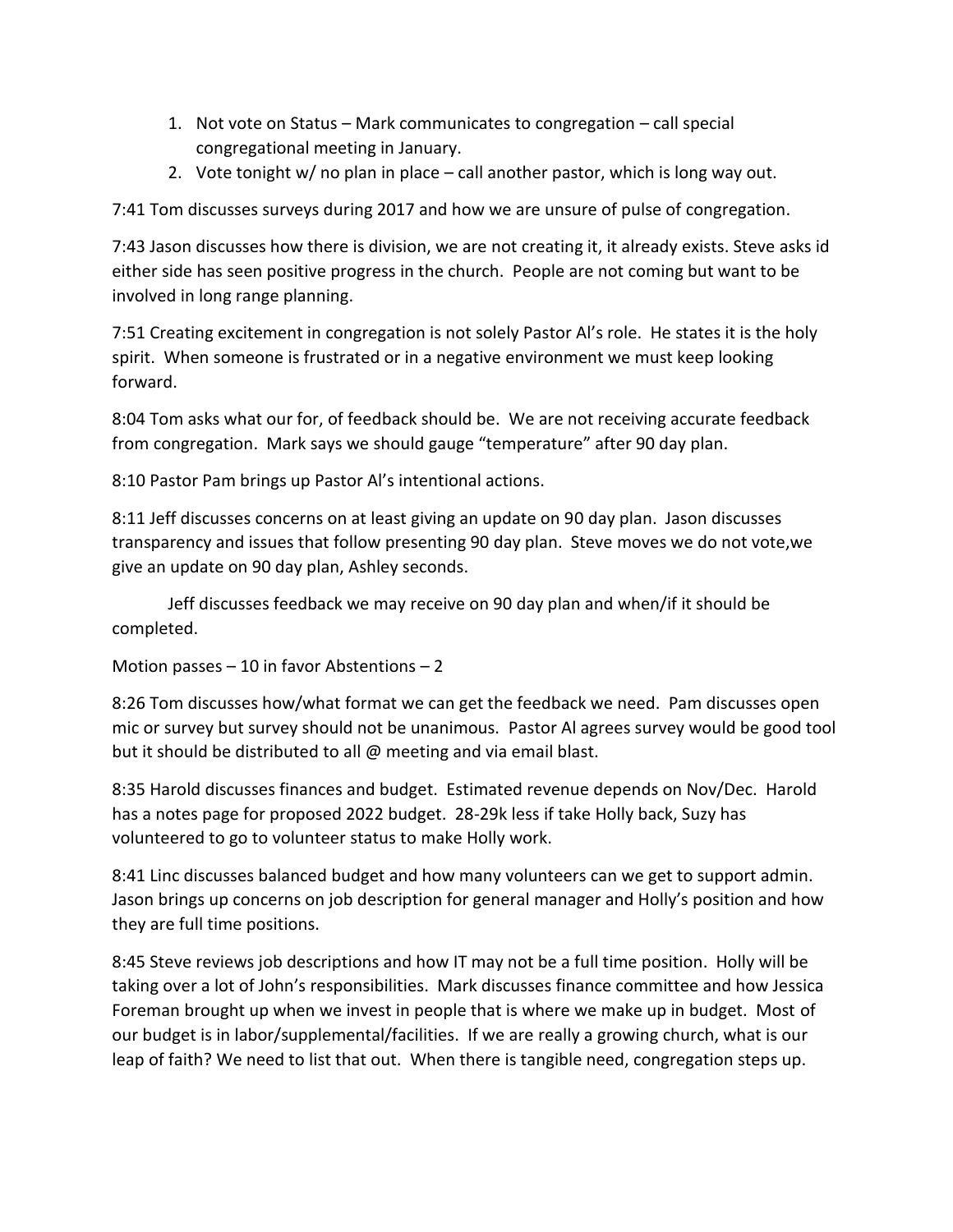1. Not vote on Status – Mark communicates to congregation – call special congregational meeting in January.
2. Vote tonight w/ no plan in place – call another pastor, which is long way out.

7:41 Tom discusses surveys during 2017 and how we are unsure of pulse of congregation.

7:43 Jason discusses how there is division, we are not creating it, it already exists. Steve asks id either side has seen positive progress in the church. People are not coming but want to be involved in long range planning.

7:51 Creating excitement in congregation is not solely Pastor Al's role. He states it is the holy spirit. When someone is frustrated or in a negative environment we must keep looking forward.

8:04 Tom asks what our for, of feedback should be. We are not receiving accurate feedback from congregation. Mark says we should gauge "temperature" after 90 day plan.

8:10 Pastor Pam brings up Pastor Al's intentional actions.

8:11 Jeff discusses concerns on at least giving an update on 90 day plan. Jason discusses transparency and issues that follow presenting 90 day plan. Steve moves we do not vote,we give an update on 90 day plan, Ashley seconds.

Jeff discusses feedback we may receive on 90 day plan and when/if it should be completed.

Motion passes – 10 in favor Abstentions – 2

8:26 Tom discusses how/what format we can get the feedback we need. Pam discusses open mic or survey but survey should not be unanimous. Pastor Al agrees survey would be good tool but it should be distributed to all @ meeting and via email blast.

8:35 Harold discusses finances and budget. Estimated revenue depends on Nov/Dec. Harold has a notes page for proposed 2022 budget. 28-29k less if take Holly back, Suzy has volunteered to go to volunteer status to make Holly work.

8:41 Linc discusses balanced budget and how many volunteers can we get to support admin. Jason brings up concerns on job description for general manager and Holly's position and how they are full time positions.

8:45 Steve reviews job descriptions and how IT may not be a full time position. Holly will be taking over a lot of John's responsibilities. Mark discusses finance committee and how Jessica Foreman brought up when we invest in people that is where we make up in budget. Most of our budget is in labor/supplemental/facilities. If we are really a growing church, what is our leap of faith? We need to list that out. When there is tangible need, congregation steps up.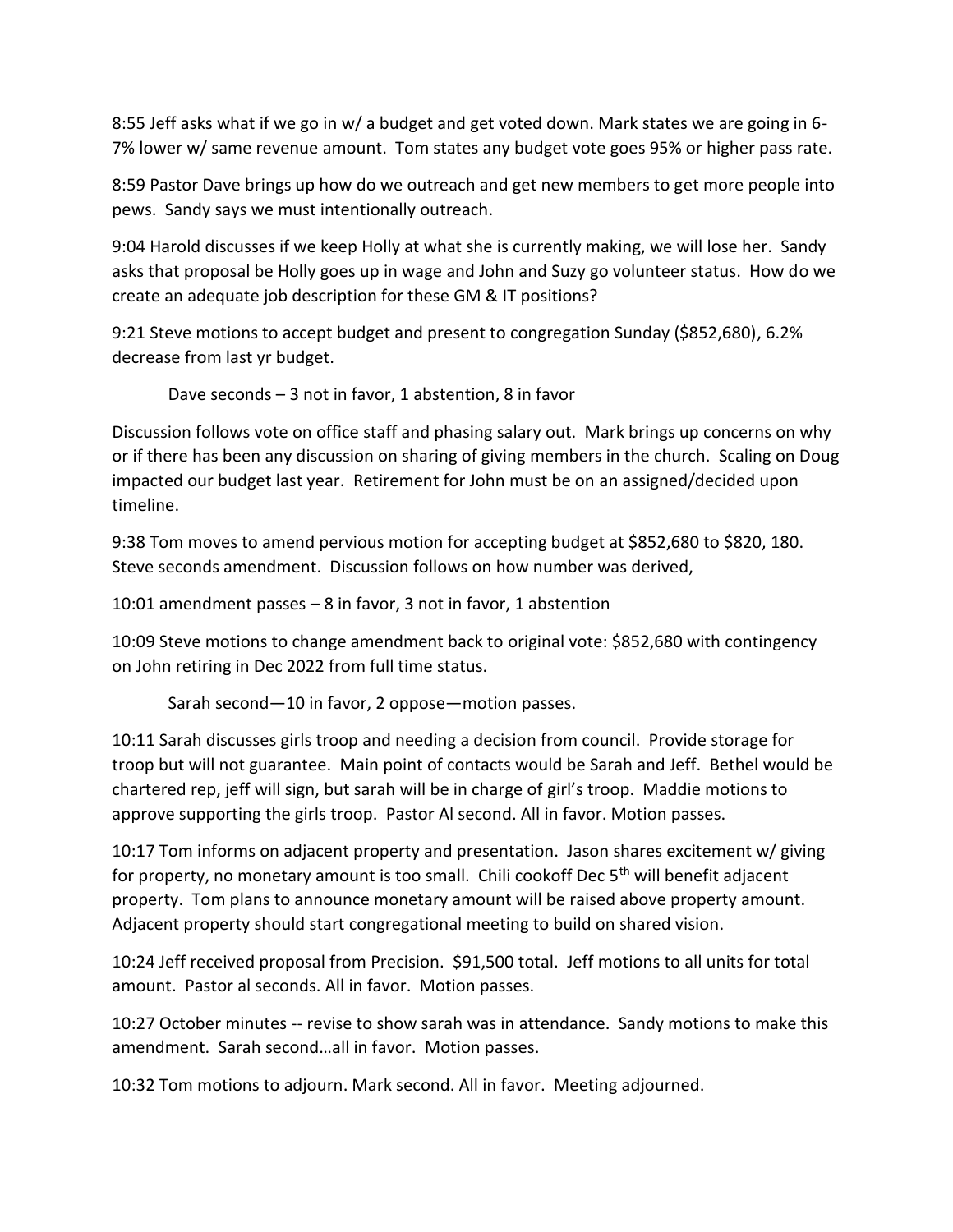8:55 Jeff asks what if we go in w/ a budget and get voted down. Mark states we are going in 6-7% lower w/ same revenue amount. Tom states any budget vote goes 95% or higher pass rate.

8:59 Pastor Dave brings up how do we outreach and get new members to get more people into pews. Sandy says we must intentionally outreach.

9:04 Harold discusses if we keep Holly at what she is currently making, we will lose her. Sandy asks that proposal be Holly goes up in wage and John and Suzy go volunteer status. How do we create an adequate job description for these GM & IT positions?

9:21 Steve motions to accept budget and present to congregation Sunday ($852,680), 6.2% decrease from last yr budget.

Dave seconds – 3 not in favor, 1 abstention, 8 in favor

Discussion follows vote on office staff and phasing salary out. Mark brings up concerns on why or if there has been any discussion on sharing of giving members in the church. Scaling on Doug impacted our budget last year. Retirement for John must be on an assigned/decided upon timeline.

9:38 Tom moves to amend pervious motion for accepting budget at $852,680 to $820, 180. Steve seconds amendment. Discussion follows on how number was derived,

10:01 amendment passes – 8 in favor, 3 not in favor, 1 abstention

10:09 Steve motions to change amendment back to original vote: $852,680 with contingency on John retiring in Dec 2022 from full time status.

Sarah second—10 in favor, 2 oppose—motion passes.

10:11 Sarah discusses girls troop and needing a decision from council. Provide storage for troop but will not guarantee. Main point of contacts would be Sarah and Jeff. Bethel would be chartered rep, jeff will sign, but sarah will be in charge of girl's troop. Maddie motions to approve supporting the girls troop. Pastor Al second. All in favor. Motion passes.

10:17 Tom informs on adjacent property and presentation. Jason shares excitement w/ giving for property, no monetary amount is too small. Chili cookoff Dec 5th will benefit adjacent property. Tom plans to announce monetary amount will be raised above property amount. Adjacent property should start congregational meeting to build on shared vision.

10:24 Jeff received proposal from Precision. $91,500 total. Jeff motions to all units for total amount. Pastor al seconds. All in favor. Motion passes.

10:27 October minutes -- revise to show sarah was in attendance. Sandy motions to make this amendment. Sarah second…all in favor. Motion passes.

10:32 Tom motions to adjourn. Mark second. All in favor. Meeting adjourned.